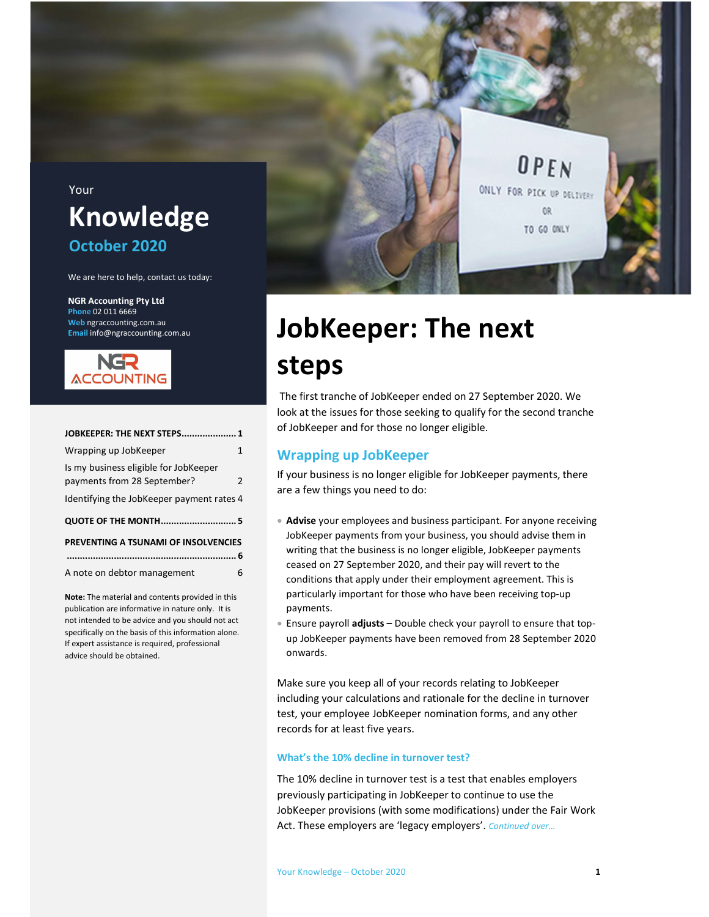Your

# Knowledge

## October 2020

We are here to help, contact us today:

**NGR Accounting Pty Ltd**
**Phone** 02 011 6669
**Web** ngraccounting.com.au
**Email** info@ngraccounting.com.au

| | |
|---|---|
| **JOBKEEPER: THE NEXT STEPS** | **1** |
| Wrapping up JobKeeper | 1 |
| Is my business eligible for JobKeeper payments from 28 September? | 2 |
| Identifying the JobKeeper payment rates | 4 |
| **QUOTE OF THE MONTH** | **5** |
| **PREVENTING A TSUNAMI OF INSOLVENCIES** | **6** |
| A note on debtor management | 6 |

**Note:** The material and contents provided in this publication are informative in nature only. It is not intended to be advice and you should not act specifically on the basis of this information alone. If expert assistance is required, professional advice should be obtained.

# JobKeeper: The next steps

The first tranche of JobKeeper ended on 27 September 2020. We look at the issues for those seeking to qualify for the second tranche of JobKeeper and for those no longer eligible.

## Wrapping up JobKeeper

If your business is no longer eligible for JobKeeper payments, there are a few things you need to do:

- **Advise** your employees and business participant. For anyone receiving JobKeeper payments from your business, you should advise them in writing that the business is no longer eligible, JobKeeper payments ceased on 27 September 2020, and their pay will revert to the conditions that apply under their employment agreement. This is particularly important for those who have been receiving top-up payments.
- Ensure payroll **adjusts –** Double check your payroll to ensure that top-up JobKeeper payments have been removed from 28 September 2020 onwards.

Make sure you keep all of your records relating to JobKeeper including your calculations and rationale for the decline in turnover test, your employee JobKeeper nomination forms, and any other records for at least five years.

### What's the 10% decline in turnover test?

The 10% decline in turnover test is a test that enables employers previously participating in JobKeeper to continue to use the JobKeeper provisions (with some modifications) under the Fair Work Act. These employers are 'legacy employers'. *Continued over...*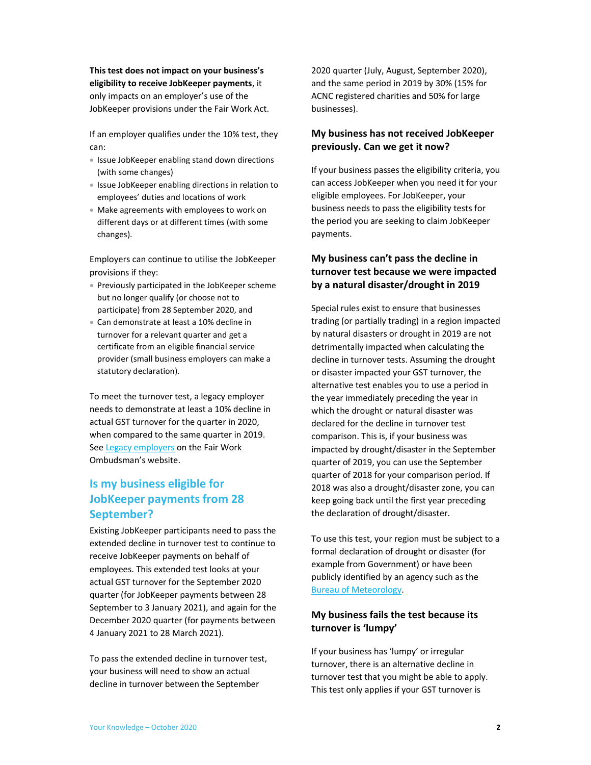**This test does not impact on your business's eligibility to receive JobKeeper payments**, it only impacts on an employer's use of the JobKeeper provisions under the Fair Work Act.

If an employer qualifies under the 10% test, they can:

- Issue JobKeeper enabling stand down directions (with some changes)
- Issue JobKeeper enabling directions in relation to employees' duties and locations of work
- Make agreements with employees to work on different days or at different times (with some changes).

Employers can continue to utilise the JobKeeper provisions if they:

- Previously participated in the JobKeeper scheme but no longer qualify (or choose not to participate) from 28 September 2020, and
- Can demonstrate at least a 10% decline in turnover for a relevant quarter and get a certificate from an eligible financial service provider (small business employers can make a statutory declaration).

To meet the turnover test, a legacy employer needs to demonstrate at least a 10% decline in actual GST turnover for the quarter in 2020, when compared to the same quarter in 2019. See [Legacy employers](Legacy employers) on the Fair Work Ombudsman's website.

## Is my business eligible for JobKeeper payments from 28 September?

Existing JobKeeper participants need to pass the extended decline in turnover test to continue to receive JobKeeper payments on behalf of employees. This extended test looks at your actual GST turnover for the September 2020 quarter (for JobKeeper payments between 28 September to 3 January 2021), and again for the December 2020 quarter (for payments between 4 January 2021 to 28 March 2021).

To pass the extended decline in turnover test, your business will need to show an actual decline in turnover between the September 2020 quarter (July, August, September 2020), and the same period in 2019 by 30% (15% for ACNC registered charities and 50% for large businesses).

### My business has not received JobKeeper previously. Can we get it now?

If your business passes the eligibility criteria, you can access JobKeeper when you need it for your eligible employees. For JobKeeper, your business needs to pass the eligibility tests for the period you are seeking to claim JobKeeper payments.

### My business can't pass the decline in turnover test because we were impacted by a natural disaster/drought in 2019

Special rules exist to ensure that businesses trading (or partially trading) in a region impacted by natural disasters or drought in 2019 are not detrimentally impacted when calculating the decline in turnover tests. Assuming the drought or disaster impacted your GST turnover, the alternative test enables you to use a period in the year immediately preceding the year in which the drought or natural disaster was declared for the decline in turnover test comparison. This is, if your business was impacted by drought/disaster in the September quarter of 2019, you can use the September quarter of 2018 for your comparison period. If 2018 was also a drought/disaster zone, you can keep going back until the first year preceding the declaration of drought/disaster.

To use this test, your region must be subject to a formal declaration of drought or disaster (for example from Government) or have been publicly identified by an agency such as the [Bureau of Meteorology](Bureau of Meteorology).

### My business fails the test because its turnover is 'lumpy'

If your business has 'lumpy' or irregular turnover, there is an alternative decline in turnover test that you might be able to apply. This test only applies if your GST turnover is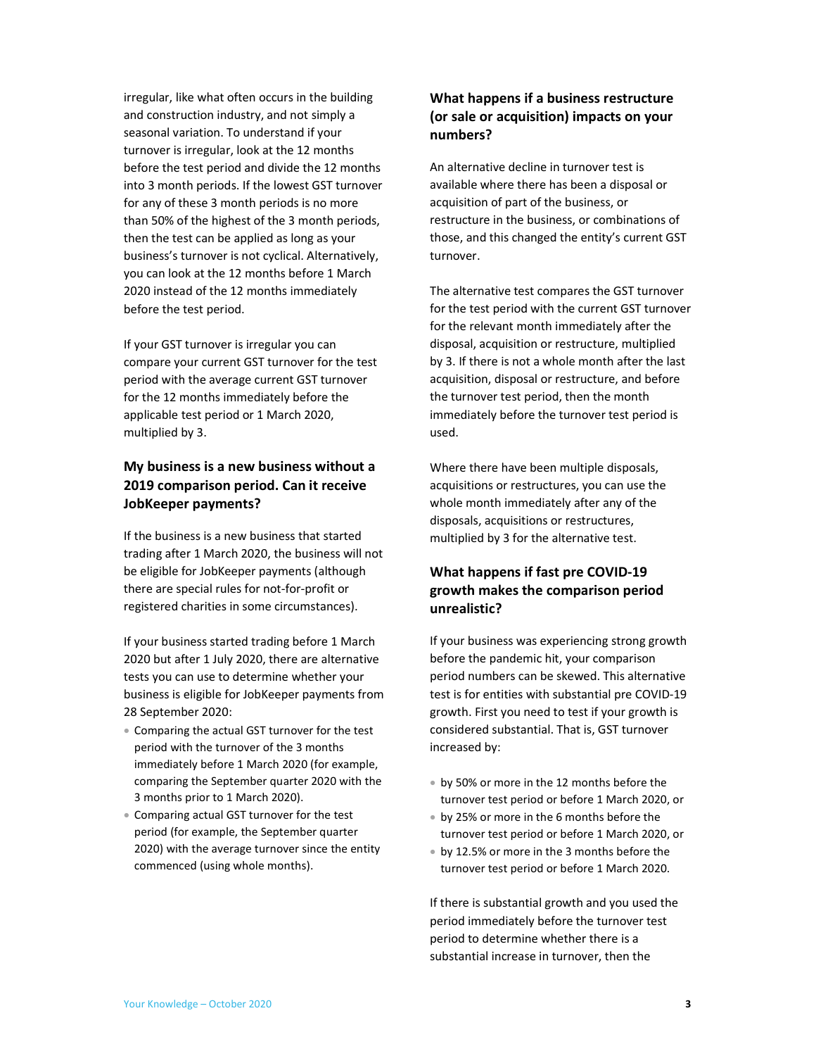irregular, like what often occurs in the building and construction industry, and not simply a seasonal variation. To understand if your turnover is irregular, look at the 12 months before the test period and divide the 12 months into 3 month periods. If the lowest GST turnover for any of these 3 month periods is no more than 50% of the highest of the 3 month periods, then the test can be applied as long as your business's turnover is not cyclical. Alternatively, you can look at the 12 months before 1 March 2020 instead of the 12 months immediately before the test period.

If your GST turnover is irregular you can compare your current GST turnover for the test period with the average current GST turnover for the 12 months immediately before the applicable test period or 1 March 2020, multiplied by 3.

### My business is a new business without a 2019 comparison period. Can it receive JobKeeper payments?

If the business is a new business that started trading after 1 March 2020, the business will not be eligible for JobKeeper payments (although there are special rules for not-for-profit or registered charities in some circumstances).

If your business started trading before 1 March 2020 but after 1 July 2020, there are alternative tests you can use to determine whether your business is eligible for JobKeeper payments from 28 September 2020:

- Comparing the actual GST turnover for the test period with the turnover of the 3 months immediately before 1 March 2020 (for example, comparing the September quarter 2020 with the 3 months prior to 1 March 2020).
- Comparing actual GST turnover for the test period (for example, the September quarter 2020) with the average turnover since the entity commenced (using whole months).

### What happens if a business restructure (or sale or acquisition) impacts on your numbers?

An alternative decline in turnover test is available where there has been a disposal or acquisition of part of the business, or restructure in the business, or combinations of those, and this changed the entity's current GST turnover.

The alternative test compares the GST turnover for the test period with the current GST turnover for the relevant month immediately after the disposal, acquisition or restructure, multiplied by 3. If there is not a whole month after the last acquisition, disposal or restructure, and before the turnover test period, then the month immediately before the turnover test period is used.

Where there have been multiple disposals, acquisitions or restructures, you can use the whole month immediately after any of the disposals, acquisitions or restructures, multiplied by 3 for the alternative test.

### What happens if fast pre COVID-19 growth makes the comparison period unrealistic?

If your business was experiencing strong growth before the pandemic hit, your comparison period numbers can be skewed. This alternative test is for entities with substantial pre COVID-19 growth. First you need to test if your growth is considered substantial. That is, GST turnover increased by:

- by 50% or more in the 12 months before the turnover test period or before 1 March 2020, or
- by 25% or more in the 6 months before the turnover test period or before 1 March 2020, or
- by 12.5% or more in the 3 months before the turnover test period or before 1 March 2020.

If there is substantial growth and you used the period immediately before the turnover test period to determine whether there is a substantial increase in turnover, then the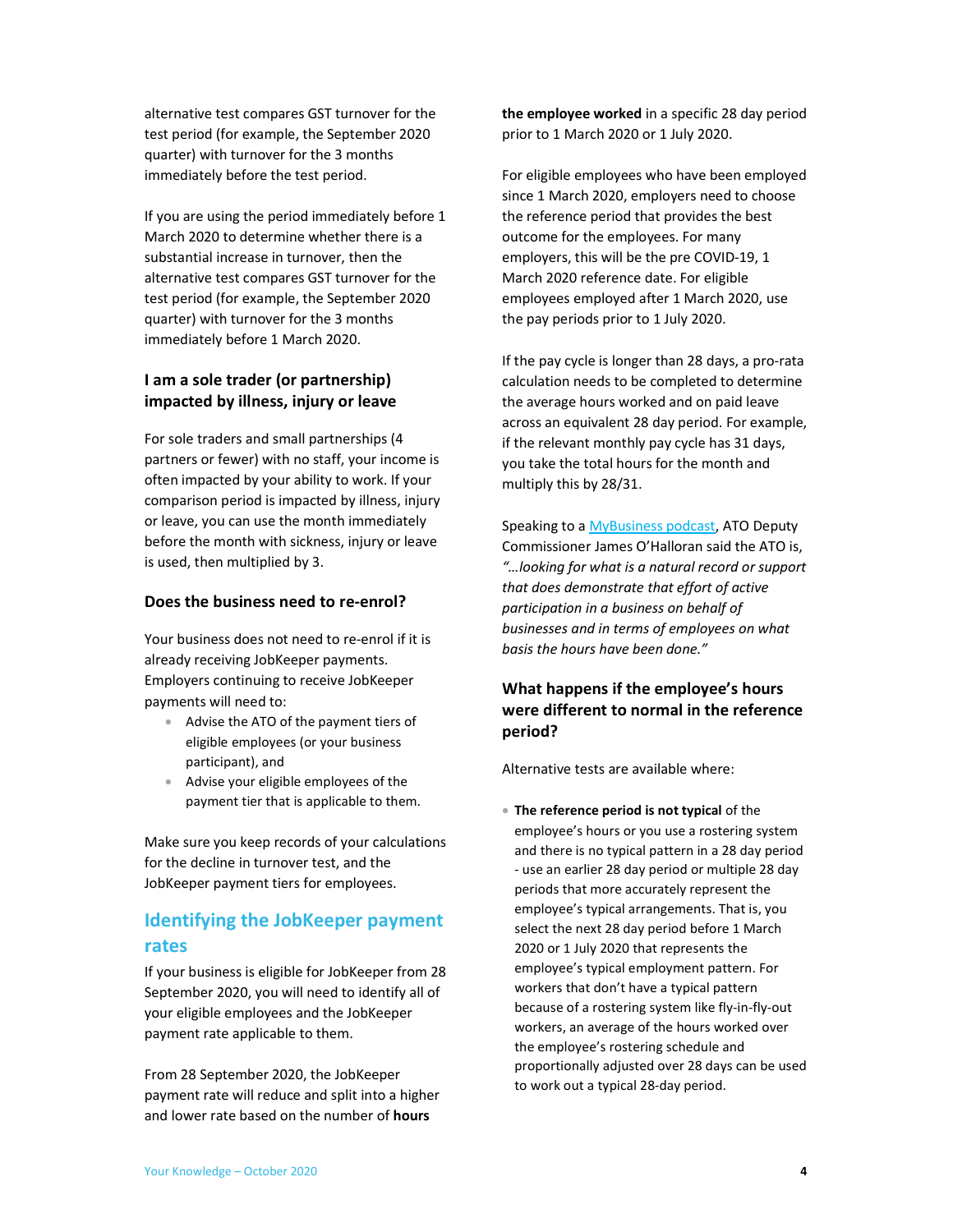alternative test compares GST turnover for the test period (for example, the September 2020 quarter) with turnover for the 3 months immediately before the test period.

If you are using the period immediately before 1 March 2020 to determine whether there is a substantial increase in turnover, then the alternative test compares GST turnover for the test period (for example, the September 2020 quarter) with turnover for the 3 months immediately before 1 March 2020.

### I am a sole trader (or partnership) impacted by illness, injury or leave

For sole traders and small partnerships (4 partners or fewer) with no staff, your income is often impacted by your ability to work. If your comparison period is impacted by illness, injury or leave, you can use the month immediately before the month with sickness, injury or leave is used, then multiplied by 3.

### Does the business need to re-enrol?

Your business does not need to re-enrol if it is already receiving JobKeeper payments. Employers continuing to receive JobKeeper payments will need to:

- Advise the ATO of the payment tiers of eligible employees (or your business participant), and
- Advise your eligible employees of the payment tier that is applicable to them.

Make sure you keep records of your calculations for the decline in turnover test, and the JobKeeper payment tiers for employees.

## Identifying the JobKeeper payment rates

If your business is eligible for JobKeeper from 28 September 2020, you will need to identify all of your eligible employees and the JobKeeper payment rate applicable to them.

From 28 September 2020, the JobKeeper payment rate will reduce and split into a higher and lower rate based on the number of **hours the employee worked** in a specific 28 day period prior to 1 March 2020 or 1 July 2020.

For eligible employees who have been employed since 1 March 2020, employers need to choose the reference period that provides the best outcome for the employees. For many employers, this will be the pre COVID-19, 1 March 2020 reference date. For eligible employees employed after 1 March 2020, use the pay periods prior to 1 July 2020.

If the pay cycle is longer than 28 days, a pro-rata calculation needs to be completed to determine the average hours worked and on paid leave across an equivalent 28 day period. For example, if the relevant monthly pay cycle has 31 days, you take the total hours for the month and multiply this by 28/31.

Speaking to a [MyBusiness podcast](), ATO Deputy Commissioner James O'Halloran said the ATO is, *"…looking for what is a natural record or support that does demonstrate that effort of active participation in a business on behalf of businesses and in terms of employees on what basis the hours have been done."*

### What happens if the employee's hours were different to normal in the reference period?

Alternative tests are available where:

- **The reference period is not typical** of the employee's hours or you use a rostering system and there is no typical pattern in a 28 day period - use an earlier 28 day period or multiple 28 day periods that more accurately represent the employee's typical arrangements. That is, you select the next 28 day period before 1 March 2020 or 1 July 2020 that represents the employee's typical employment pattern. For workers that don't have a typical pattern because of a rostering system like fly-in-fly-out workers, an average of the hours worked over the employee's rostering schedule and proportionally adjusted over 28 days can be used to work out a typical 28-day period.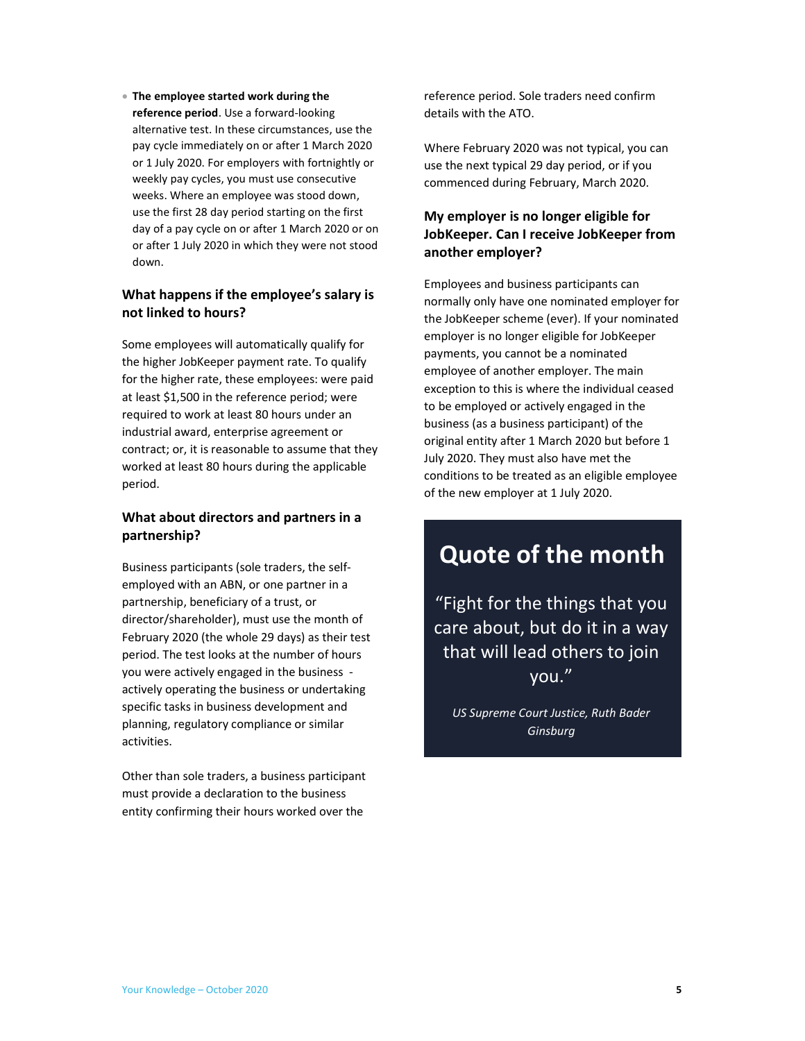- **The employee started work during the reference period**. Use a forward-looking alternative test. In these circumstances, use the pay cycle immediately on or after 1 March 2020 or 1 July 2020. For employers with fortnightly or weekly pay cycles, you must use consecutive weeks. Where an employee was stood down, use the first 28 day period starting on the first day of a pay cycle on or after 1 March 2020 or on or after 1 July 2020 in which they were not stood down.

### What happens if the employee's salary is not linked to hours?

Some employees will automatically qualify for the higher JobKeeper payment rate. To qualify for the higher rate, these employees: were paid at least $1,500 in the reference period; were required to work at least 80 hours under an industrial award, enterprise agreement or contract; or, it is reasonable to assume that they worked at least 80 hours during the applicable period.

### What about directors and partners in a partnership?

Business participants (sole traders, the self-employed with an ABN, or one partner in a partnership, beneficiary of a trust, or director/shareholder), must use the month of February 2020 (the whole 29 days) as their test period. The test looks at the number of hours you were actively engaged in the business - actively operating the business or undertaking specific tasks in business development and planning, regulatory compliance or similar activities.

Other than sole traders, a business participant must provide a declaration to the business entity confirming their hours worked over the reference period. Sole traders need confirm details with the ATO.

Where February 2020 was not typical, you can use the next typical 29 day period, or if you commenced during February, March 2020.

### My employer is no longer eligible for JobKeeper. Can I receive JobKeeper from another employer?

Employees and business participants can normally only have one nominated employer for the JobKeeper scheme (ever). If your nominated employer is no longer eligible for JobKeeper payments, you cannot be a nominated employee of another employer. The main exception to this is where the individual ceased to be employed or actively engaged in the business (as a business participant) of the original entity after 1 March 2020 but before 1 July 2020. They must also have met the conditions to be treated as an eligible employee of the new employer at 1 July 2020.

## Quote of the month

"Fight for the things that you care about, but do it in a way that will lead others to join you."

*US Supreme Court Justice, Ruth Bader Ginsburg*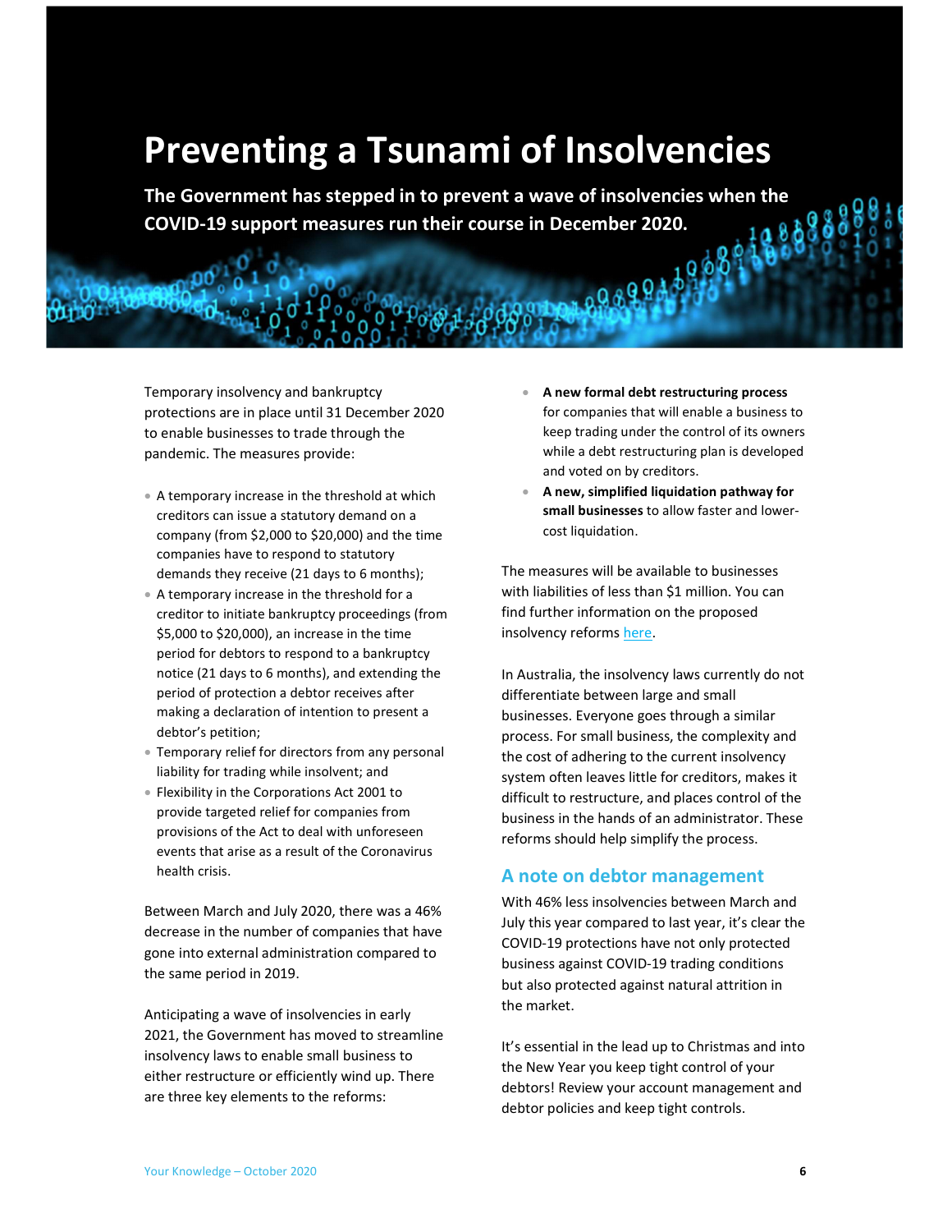# Preventing a Tsunami of Insolvencies

**The Government has stepped in to prevent a wave of insolvencies when the COVID-19 support measures run their course in December 2020.**

Temporary insolvency and bankruptcy protections are in place until 31 December 2020 to enable businesses to trade through the pandemic. The measures provide:

- A temporary increase in the threshold at which creditors can issue a statutory demand on a company (from $2,000 to $20,000) and the time companies have to respond to statutory demands they receive (21 days to 6 months);
- A temporary increase in the threshold for a creditor to initiate bankruptcy proceedings (from $5,000 to $20,000), an increase in the time period for debtors to respond to a bankruptcy notice (21 days to 6 months), and extending the period of protection a debtor receives after making a declaration of intention to present a debtor's petition;
- Temporary relief for directors from any personal liability for trading while insolvent; and
- Flexibility in the Corporations Act 2001 to provide targeted relief for companies from provisions of the Act to deal with unforeseen events that arise as a result of the Coronavirus health crisis.

Between March and July 2020, there was a 46% decrease in the number of companies that have gone into external administration compared to the same period in 2019.

Anticipating a wave of insolvencies in early 2021, the Government has moved to streamline insolvency laws to enable small business to either restructure or efficiently wind up. There are three key elements to the reforms:

- **A new formal debt restructuring process** for companies that will enable a business to keep trading under the control of its owners while a debt restructuring plan is developed and voted on by creditors.
- **A new, simplified liquidation pathway for small businesses** to allow faster and lower-cost liquidation.

The measures will be available to businesses with liabilities of less than $1 million. You can find further information on the proposed insolvency reforms here.

In Australia, the insolvency laws currently do not differentiate between large and small businesses. Everyone goes through a similar process. For small business, the complexity and the cost of adhering to the current insolvency system often leaves little for creditors, makes it difficult to restructure, and places control of the business in the hands of an administrator. These reforms should help simplify the process.

## A note on debtor management

With 46% less insolvencies between March and July this year compared to last year, it's clear the COVID-19 protections have not only protected business against COVID-19 trading conditions but also protected against natural attrition in the market.

It's essential in the lead up to Christmas and into the New Year you keep tight control of your debtors! Review your account management and debtor policies and keep tight controls.